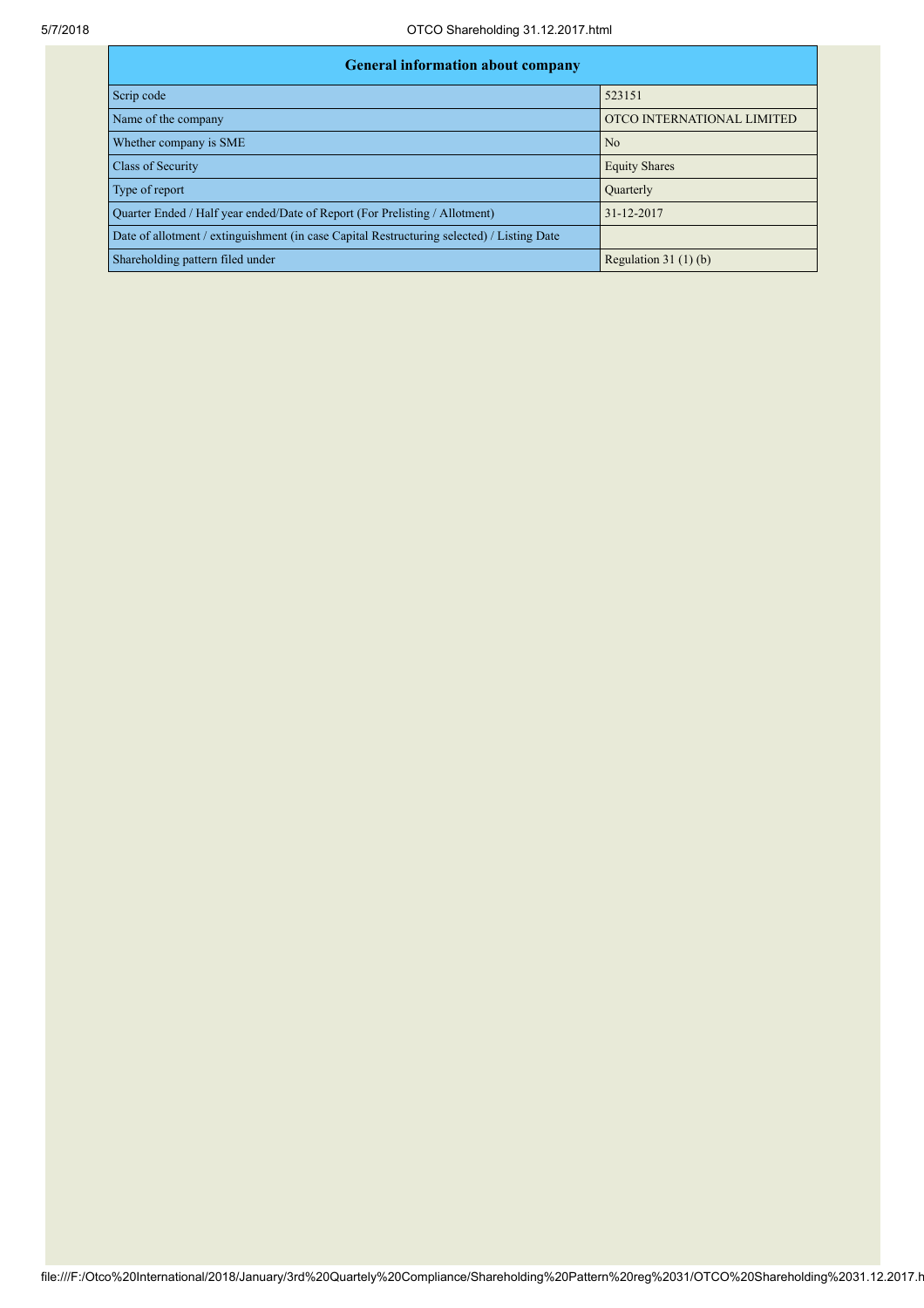| General information about company | |
|---|---|
| Scrip code | 523151 |
| Name of the company | OTCO INTERNATIONAL LIMITED |
| Whether company is SME | No |
| Class of Security | Equity Shares |
| Type of report | Quarterly |
| Quarter Ended / Half year ended/Date of Report (For Prelisting / Allotment) | 31-12-2017 |
| Date of allotment / extinguishment (in case Capital Restructuring selected) / Listing Date | |
| Shareholding pattern filed under | Regulation 31 (1) (b) |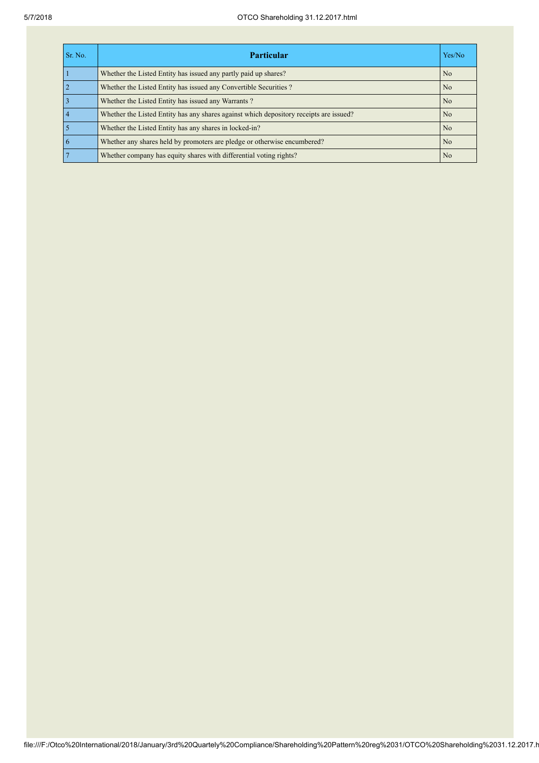| Sr. No. | Particular | Yes/No |
| --- | --- | --- |
| 1 | Whether the Listed Entity has issued any partly paid up shares? | No |
| 2 | Whether the Listed Entity has issued any Convertible Securities ? | No |
| 3 | Whether the Listed Entity has issued any Warrants ? | No |
| 4 | Whether the Listed Entity has any shares against which depository receipts are issued? | No |
| 5 | Whether the Listed Entity has any shares in locked-in? | No |
| 6 | Whether any shares held by promoters are pledge or otherwise encumbered? | No |
| 7 | Whether company has equity shares with differential voting rights? | No |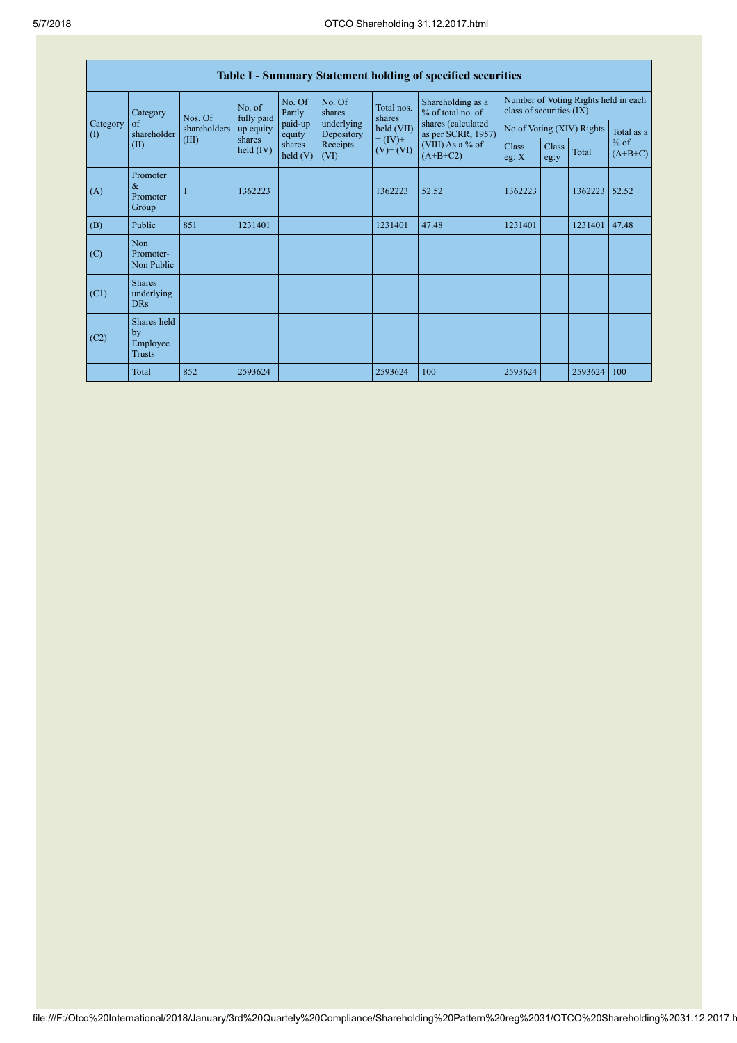**Table I - Summary Statement holding of specified securities**

| Category (I) | Category of shareholder (II) | Nos. Of shareholders (III) | No. of fully paid up equity shares held (IV) | No. Of Partly paid-up equity shares held (V) | No. Of shares underlying Depository Receipts (VI) | Total nos. shares held (VII) = (IV)+ (V)+ (VI) | Shareholding as a % of total no. of shares (calculated as per SCRR, 1957) (VIII) As a % of (A+B+C2) | Number of Voting Rights held in each class of securities (IX) | | | |
|---|---|---|---|---|---|---|---|---|---|---|---|
| | | | | | | | | No of Voting (XIV) Rights | | | Total as a % of (A+B+C) |
| | | | | | | | | Class eg: X | Class eg:y | Total | |
| (A) | Promoter & Promoter Group | 1 | 1362223 | | | 1362223 | 52.52 | 1362223 | | 1362223 | 52.52 |
| (B) | Public | 851 | 1231401 | | | 1231401 | 47.48 | 1231401 | | 1231401 | 47.48 |
| (C) | Non Promoter- Non Public | | | | | | | | | | |
| (C1) | Shares underlying DRs | | | | | | | | | | |
| (C2) | Shares held by Employee Trusts | | | | | | | | | | |
| | Total | 852 | 2593624 | | | 2593624 | 100 | 2593624 | | 2593624 | 100 |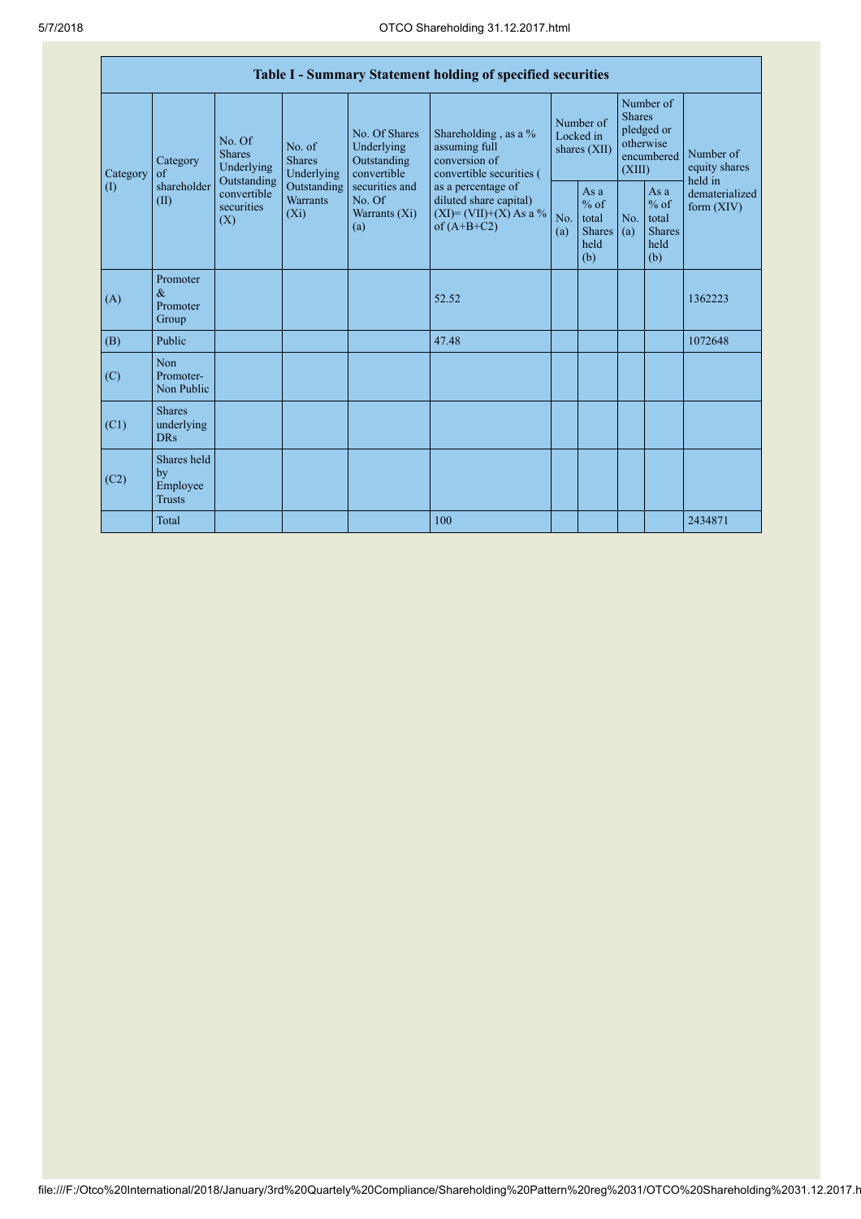| Table I - Summary Statement holding of specified securities | | | | | | | | | | | |
|---|---|---|---|---|---|---|---|---|---|---|---|
| Category (I) | Category of shareholder (II) | No. Of Shares Underlying Outstanding convertible securities (X) | No. of Shares Underlying Outstanding Warrants (Xi) | No. Of Shares Underlying Outstanding convertible securities and No. Of Warrants (Xi) (a) | Shareholding , as a % assuming full conversion of convertible securities ( as a percentage of diluted share capital) (XI)= (VII)+(X) As a % of (A+B+C2) | Number of Locked in shares (XII) | | Number of Shares pledged or otherwise encumbered (XIII) | | Number of equity shares held in dematerialized form (XIV) |
| | | | | | | No. (a) | As a % of total Shares held (b) | No. (a) | As a % of total Shares held (b) | |
| (A) | Promoter & Promoter Group | | | | 52.52 | | | | | 1362223 |
| (B) | Public | | | | 47.48 | | | | | 1072648 |
| (C) | Non Promoter- Non Public | | | | | | | | | |
| (C1) | Shares underlying DRs | | | | | | | | | |
| (C2) | Shares held by Employee Trusts | | | | | | | | | |
| | Total | | | | 100 | | | | | 2434871 |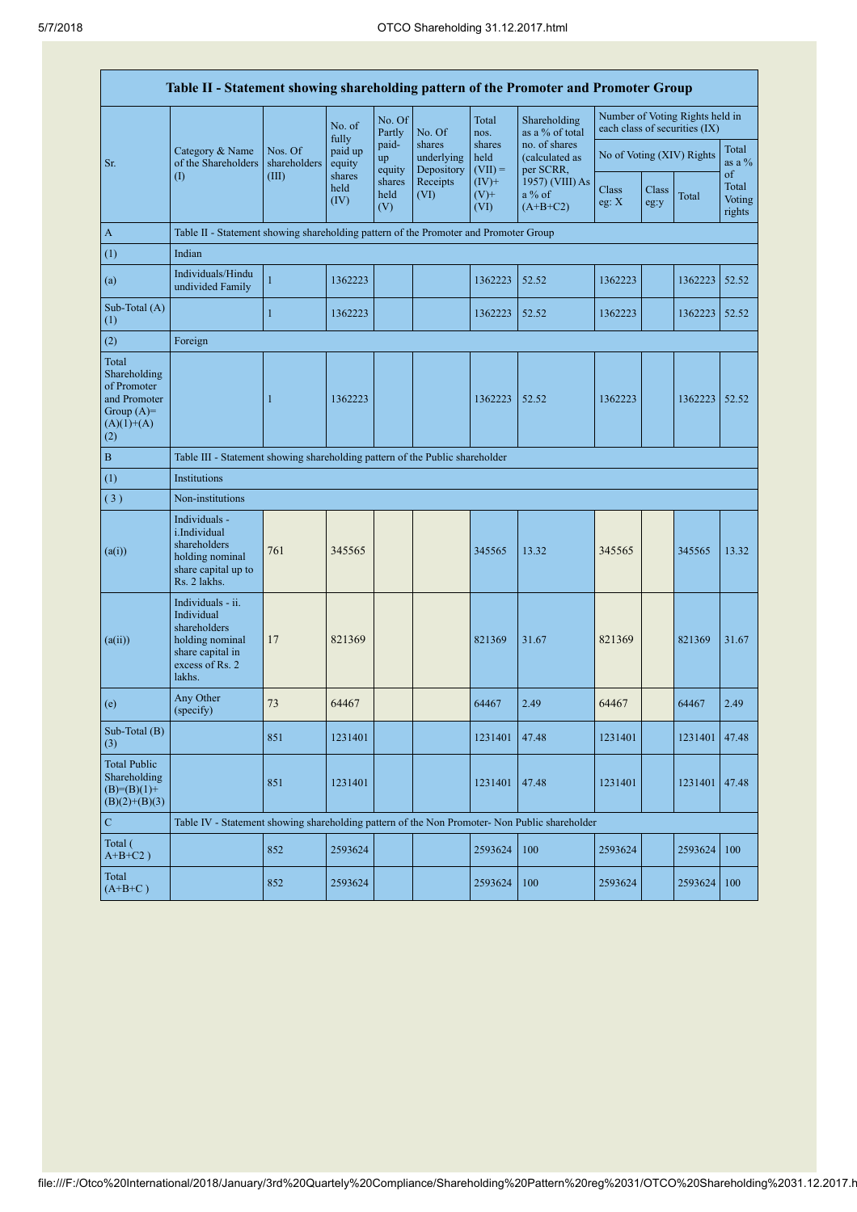## Table II - Statement showing shareholding pattern of the Promoter and Promoter Group

| Sr. | Category & Name of the Shareholders (I) | Nos. Of shareholders (III) | No. of fully paid up equity shares held (IV) | No. Of Partly paid-up equity shares held (V) | No. Of shares underlying Depository Receipts (VI) | Total nos. shares held (VII) = (IV)+ (V)+ (VI) | Shareholding as a % of total no. of shares (calculated as per SCRR, 1957) (VIII) As a % of (A+B+C2) | Number of Voting Rights held in each class of securities (IX) | | | |
|---|---|---|---|---|---|---|---|---|---|---|---|
| | | | | | | | | No of Voting (XIV) Rights | | | Total as a % of Total Voting rights |
| | | | | | | | | Class eg: X | Class eg:y | Total | |
| A | Table II - Statement showing shareholding pattern of the Promoter and Promoter Group | | | | | | | | | | |
| (1) | Indian | | | | | | | | | | |
| (a) | Individuals/Hindu undivided Family | 1 | 1362223 | | | 1362223 | 52.52 | 1362223 | | 1362223 | 52.52 |
| Sub-Total (A) (1) | | 1 | 1362223 | | | 1362223 | 52.52 | 1362223 | | 1362223 | 52.52 |
| (2) | Foreign | | | | | | | | | | |
| Total Shareholding of Promoter and Promoter Group (A)= (A)(1)+(A)(2) | | 1 | 1362223 | | | 1362223 | 52.52 | 1362223 | | 1362223 | 52.52 |
| B | Table III - Statement showing shareholding pattern of the Public shareholder | | | | | | | | | | |
| (1) | Institutions | | | | | | | | | | |
| (3) | Non-institutions | | | | | | | | | | |
| (a(i)) | Individuals - i.Individual shareholders holding nominal share capital up to Rs. 2 lakhs. | 761 | 345565 | | | 345565 | 13.32 | 345565 | | 345565 | 13.32 |
| (a(ii)) | Individuals - ii. Individual shareholders holding nominal share capital in excess of Rs. 2 lakhs. | 17 | 821369 | | | 821369 | 31.67 | 821369 | | 821369 | 31.67 |
| (e) | Any Other (specify) | 73 | 64467 | | | 64467 | 2.49 | 64467 | | 64467 | 2.49 |
| Sub-Total (B) (3) | | 851 | 1231401 | | | 1231401 | 47.48 | 1231401 | | 1231401 | 47.48 |
| Total Public Shareholding (B)=(B)(1)+(B)(2)+(B)(3) | | 851 | 1231401 | | | 1231401 | 47.48 | 1231401 | | 1231401 | 47.48 |
| C | Table IV - Statement showing shareholding pattern of the Non Promoter- Non Public shareholder | | | | | | | | | | |
| Total ( A+B+C2 ) | | 852 | 2593624 | | | 2593624 | 100 | 2593624 | | 2593624 | 100 |
| Total (A+B+C ) | | 852 | 2593624 | | | 2593624 | 100 | 2593624 | | 2593624 | 100 |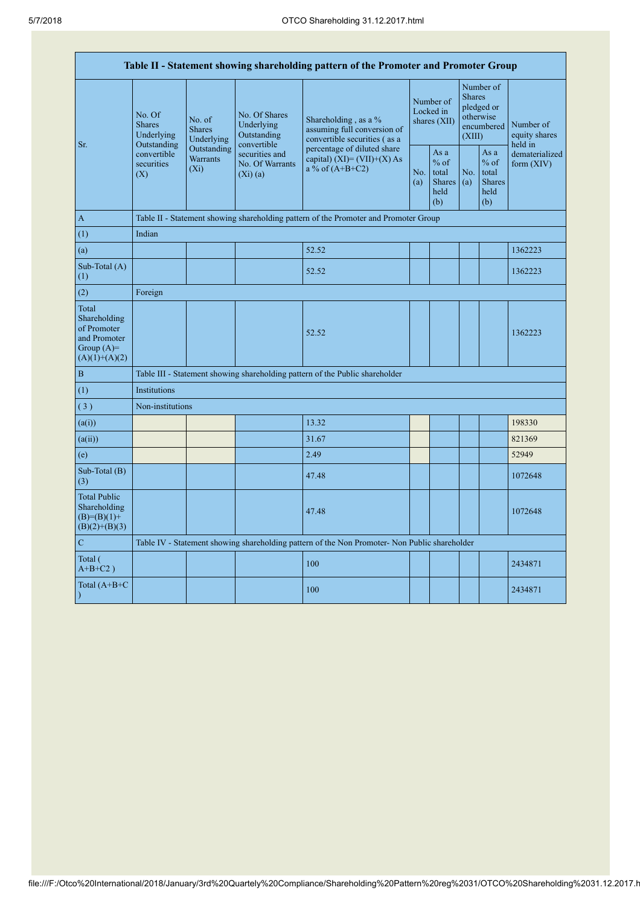| Table II - Statement showing shareholding pattern of the Promoter and Promoter Group | | | | | | | | | |
|---|---|---|---|---|---|---|---|---|---|
| Sr. | No. Of Shares Underlying Outstanding convertible securities (X) | No. of Shares Underlying Outstanding Warrants (Xi) | No. Of Shares Underlying Outstanding convertible securities and No. Of Warrants (Xi) (a) | Shareholding , as a % assuming full conversion of convertible securities ( as a percentage of diluted share capital) (XI)= (VII)+(X) As a % of (A+B+C2) | Number of Locked in shares (XII) | | Number of Shares pledged or otherwise encumbered (XIII) | | Number of equity shares held in dematerialized form (XIV) |
| | | | | | No. (a) | As a % of total Shares held (b) | No. (a) | As a % of total Shares held (b) | |
| A | Table II - Statement showing shareholding pattern of the Promoter and Promoter Group | | | | | | | | |
| (1) | Indian | | | | | | | | |
| (a) | | | | 52.52 | | | | | 1362223 |
| Sub-Total (A) (1) | | | | 52.52 | | | | | 1362223 |
| (2) | Foreign | | | | | | | | |
| Total Shareholding of Promoter and Promoter Group (A)= (A)(1)+(A)(2) | | | | 52.52 | | | | | 1362223 |
| B | Table III - Statement showing shareholding pattern of the Public shareholder | | | | | | | | |
| (1) | Institutions | | | | | | | | |
| ( 3 ) | Non-institutions | | | | | | | | |
| (a(i)) | | | | 13.32 | | | | | 198330 |
| (a(ii)) | | | | 31.67 | | | | | 821369 |
| (e) | | | | 2.49 | | | | | 52949 |
| Sub-Total (B) (3) | | | | 47.48 | | | | | 1072648 |
| Total Public Shareholding (B)=(B)(1)+(B)(2)+(B)(3) | | | | 47.48 | | | | | 1072648 |
| C | Table IV - Statement showing shareholding pattern of the Non Promoter- Non Public shareholder | | | | | | | | |
| Total ( A+B+C2 ) | | | | 100 | | | | | 2434871 |
| Total (A+B+C ) | | | | 100 | | | | | 2434871 |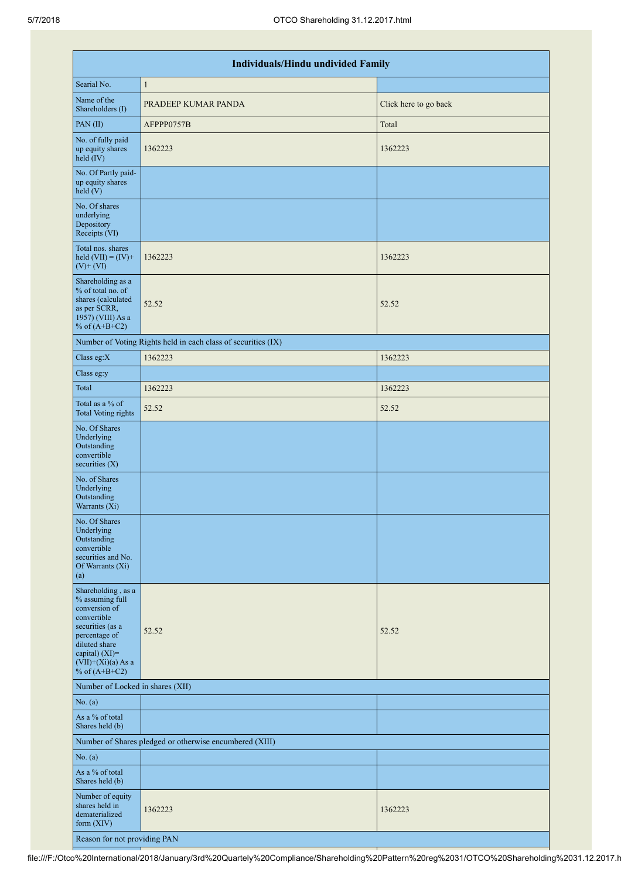| Individuals/Hindu undivided Family | | |
|---|---|---|
| Searial No. | 1 | |
| Name of the Shareholders (I) | PRADEEP KUMAR PANDA | Click here to go back |
| PAN (II) | AFPPP0757B | Total |
| No. of fully paid up equity shares held (IV) | 1362223 | 1362223 |
| No. Of Partly paid-up equity shares held (V) | | |
| No. Of shares underlying Depository Receipts (VI) | | |
| Total nos. shares held (VII) = (IV)+(V)+ (VI) | 1362223 | 1362223 |
| Shareholding as a % of total no. of shares (calculated as per SCRR, 1957) (VIII) As a % of (A+B+C2) | 52.52 | 52.52 |
| Number of Voting Rights held in each class of securities (IX) | | |
| Class eg:X | 1362223 | 1362223 |
| Class eg:y | | |
| Total | 1362223 | 1362223 |
| Total as a % of Total Voting rights | 52.52 | 52.52 |
| No. Of Shares Underlying Outstanding convertible securities (X) | | |
| No. of Shares Underlying Outstanding Warrants (Xi) | | |
| No. Of Shares Underlying Outstanding convertible securities and No. Of Warrants (Xi) (a) | | |
| Shareholding , as a % assuming full conversion of convertible securities (as a percentage of diluted share capital) (XI)= (VII)+(Xi)(a) As a % of (A+B+C2) | 52.52 | 52.52 |
| Number of Locked in shares (XII) | | |
| No. (a) | | |
| As a % of total Shares held (b) | | |
| Number of Shares pledged or otherwise encumbered (XIII) | | |
| No. (a) | | |
| As a % of total Shares held (b) | | |
| Number of equity shares held in dematerialized form (XIV) | 1362223 | 1362223 |
| Reason for not providing PAN | | |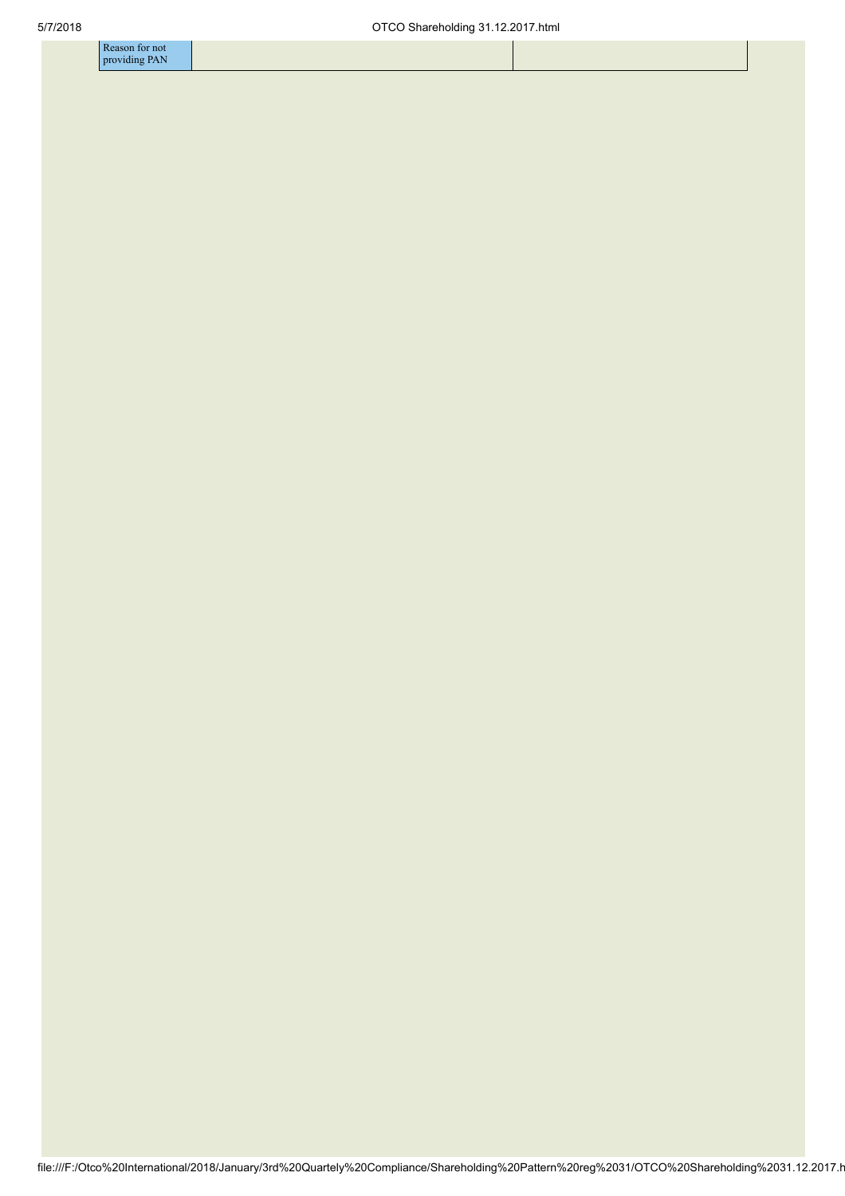| Reason for not providing PAN | | |
|---|---|---|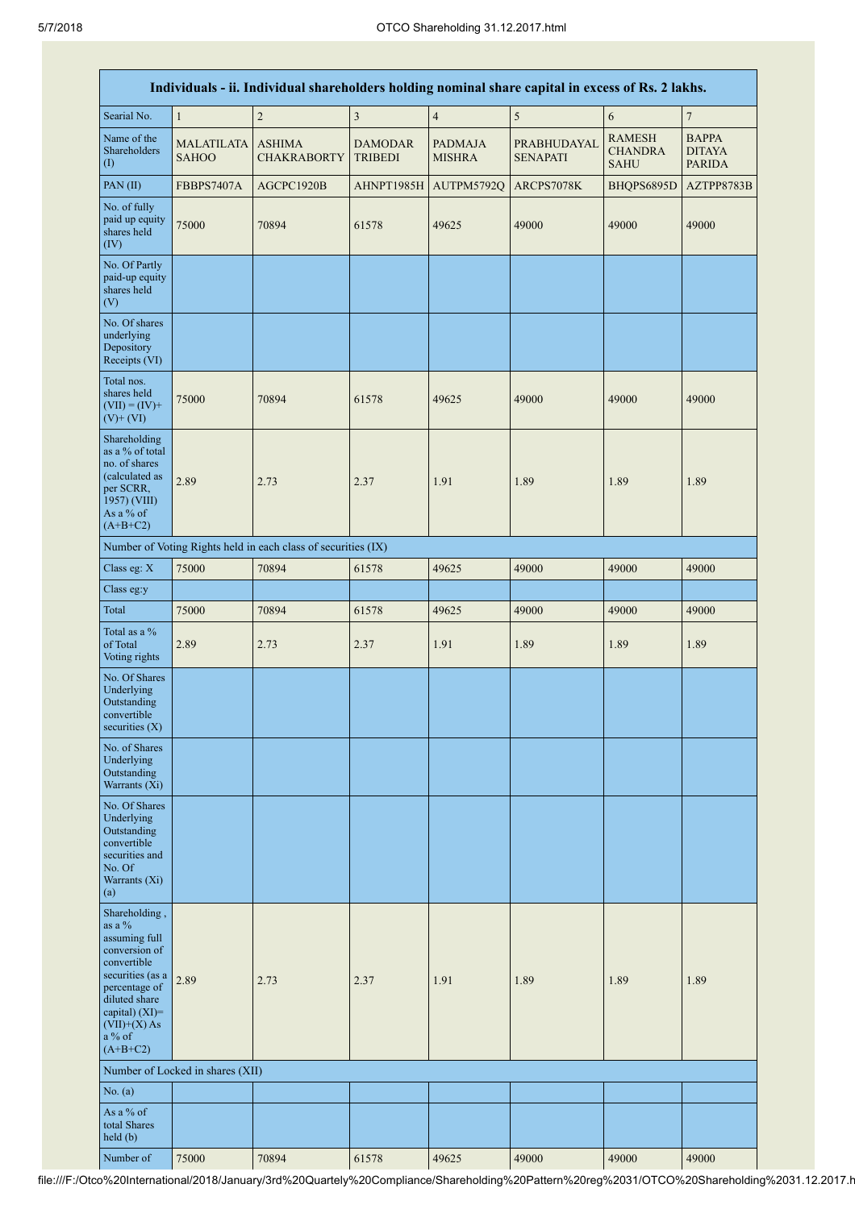| Individuals - ii. Individual shareholders holding nominal share capital in excess of Rs. 2 lakhs. | | | | | | | |
|---|---|---|---|---|---|---|---|
| Searial No. | 1 | 2 | 3 | 4 | 5 | 6 | 7 |
| Name of the Shareholders (I) | MALATILATA SAHOO | ASHIMA CHAKRABORTY | DAMODAR TRIBEDI | PADMAJA MISHRA | PRABHUDAYAL SENAPATI | RAMESH CHANDRA SAHU | BAPPA DITAYA PARIDA |
| PAN (II) | FBBPS7407A | AGCPC1920B | AHNPT1985H | AUTPM5792Q | ARCPS7078K | BHQPS6895D | AZTPP8783B |
| No. of fully paid up equity shares held (IV) | 75000 | 70894 | 61578 | 49625 | 49000 | 49000 | 49000 |
| No. Of Partly paid-up equity shares held (V) | | | | | | | |
| No. Of shares underlying Depository Receipts (VI) | | | | | | | |
| Total nos. shares held (VII) = (IV)+ (V)+ (VI) | 75000 | 70894 | 61578 | 49625 | 49000 | 49000 | 49000 |
| Shareholding as a % of total no. of shares (calculated as per SCRR, 1957) (VIII) As a % of (A+B+C2) | 2.89 | 2.73 | 2.37 | 1.91 | 1.89 | 1.89 | 1.89 |
| Number of Voting Rights held in each class of securities (IX) | | | | | | | |
| Class eg: X | 75000 | 70894 | 61578 | 49625 | 49000 | 49000 | 49000 |
| Class eg:y | | | | | | | |
| Total | 75000 | 70894 | 61578 | 49625 | 49000 | 49000 | 49000 |
| Total as a % of Total Voting rights | 2.89 | 2.73 | 2.37 | 1.91 | 1.89 | 1.89 | 1.89 |
| No. Of Shares Underlying Outstanding convertible securities (X) | | | | | | | |
| No. of Shares Underlying Outstanding Warrants (Xi) | | | | | | | |
| No. Of Shares Underlying Outstanding convertible securities and No. Of Warrants (Xi) (a) | | | | | | | |
| Shareholding , as a % assuming full conversion of convertible securities (as a percentage of diluted share capital) (XI)= (VII)+(X) As a % of (A+B+C2) | 2.89 | 2.73 | 2.37 | 1.91 | 1.89 | 1.89 | 1.89 |
| Number of Locked in shares (XII) | | | | | | | |
| No. (a) | | | | | | | |
| As a % of total Shares held (b) | | | | | | | |
| Number of | 75000 | 70894 | 61578 | 49625 | 49000 | 49000 | 49000 |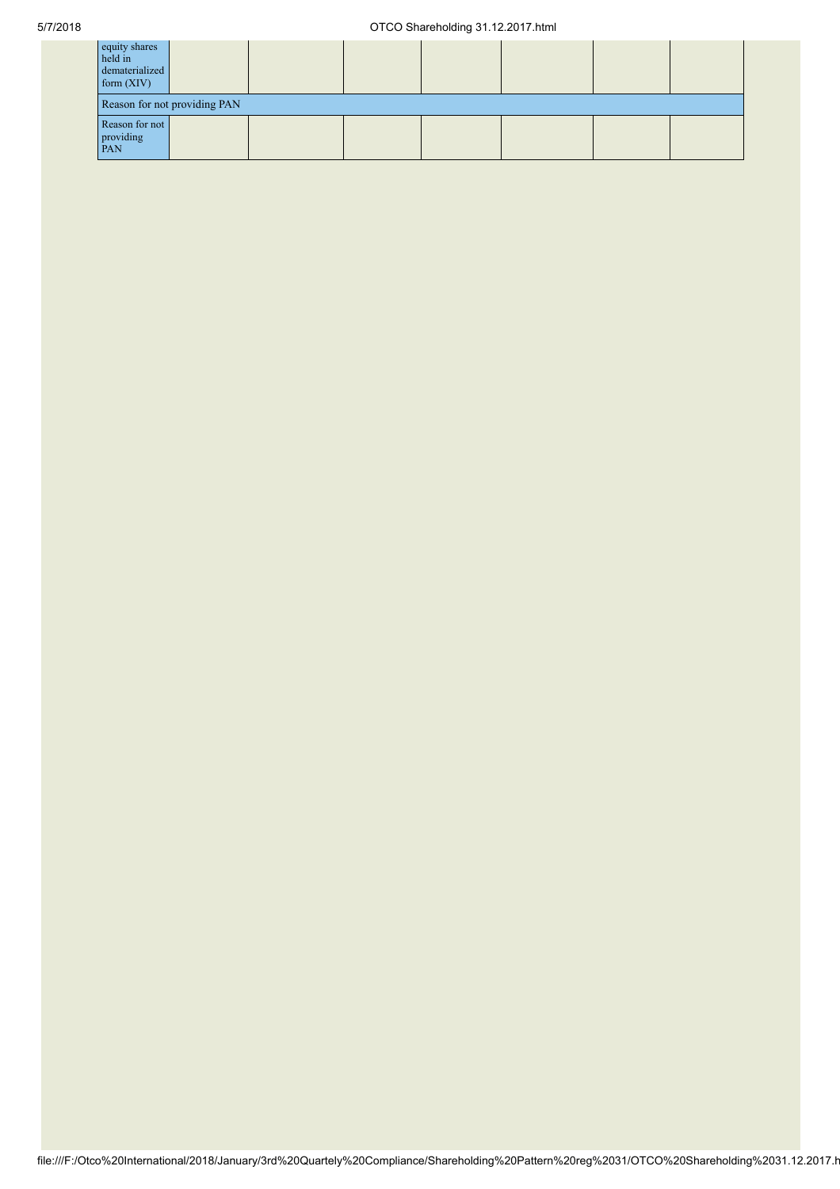| | | | | | | | |
|---|---|---|---|---|---|---|---|
| equity shares held in dematerialized form (XIV) | | | | | | | |
| Reason for not providing PAN | | | | | | | |
| Reason for not providing PAN | | | | | | | |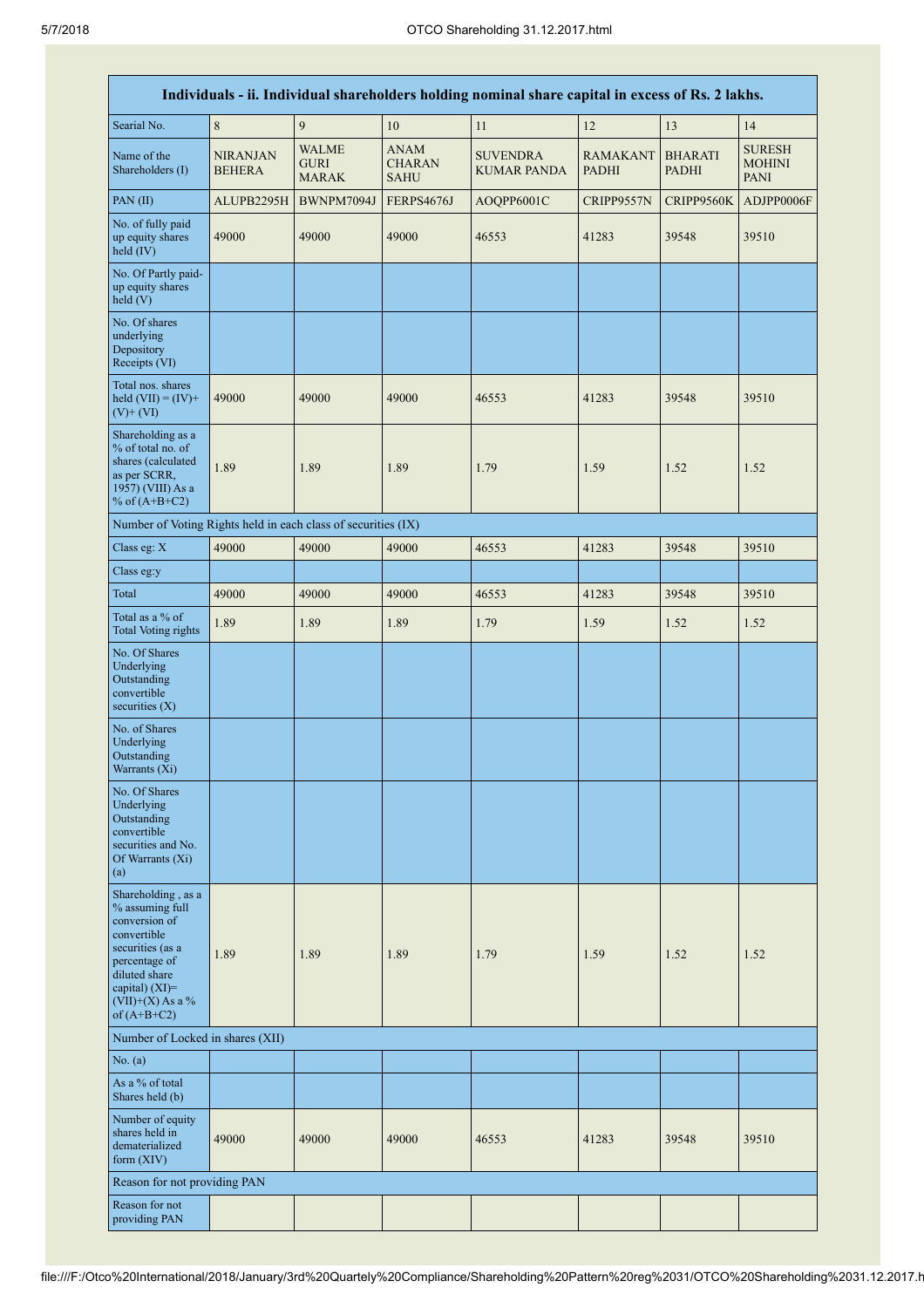| Individuals - ii. Individual shareholders holding nominal share capital in excess of Rs. 2 lakhs. | | | | | | | |
|---|---|---|---|---|---|---|---|
| Searial No. | 8 | 9 | 10 | 11 | 12 | 13 | 14 |
| Name of the Shareholders (I) | NIRANJAN BEHERA | WALME GURI MARAK | ANAM CHARAN SAHU | SUVENDRA KUMAR PANDA | RAMAKANT PADHI | BHARATI PADHI | SURESH MOHINI PANI |
| PAN (II) | ALUPB2295H | BWNPM7094J | FERPS4676J | AOQPP6001C | CRIPP9557N | CRIPP9560K | ADJPP0006F |
| No. of fully paid up equity shares held (IV) | 49000 | 49000 | 49000 | 46553 | 41283 | 39548 | 39510 |
| No. Of Partly paid-up equity shares held (V) | | | | | | | |
| No. Of shares underlying Depository Receipts (VI) | | | | | | | |
| Total nos. shares held (VII) = (IV)+ (V)+ (VI) | 49000 | 49000 | 49000 | 46553 | 41283 | 39548 | 39510 |
| Shareholding as a % of total no. of shares (calculated as per SCRR, 1957) (VIII) As a % of (A+B+C2) | 1.89 | 1.89 | 1.89 | 1.79 | 1.59 | 1.52 | 1.52 |
| Number of Voting Rights held in each class of securities (IX) | | | | | | | |
| Class eg: X | 49000 | 49000 | 49000 | 46553 | 41283 | 39548 | 39510 |
| Class eg:y | | | | | | | |
| Total | 49000 | 49000 | 49000 | 46553 | 41283 | 39548 | 39510 |
| Total as a % of Total Voting rights | 1.89 | 1.89 | 1.89 | 1.79 | 1.59 | 1.52 | 1.52 |
| No. Of Shares Underlying Outstanding convertible securities (X) | | | | | | | |
| No. of Shares Underlying Outstanding Warrants (Xi) | | | | | | | |
| No. Of Shares Underlying Outstanding convertible securities and No. Of Warrants (Xi) (a) | | | | | | | |
| Shareholding , as a % assuming full conversion of convertible securities (as a percentage of diluted share capital) (XI)= (VII)+(X) As a % of (A+B+C2) | 1.89 | 1.89 | 1.89 | 1.79 | 1.59 | 1.52 | 1.52 |
| Number of Locked in shares (XII) | | | | | | | |
| No. (a) | | | | | | | |
| As a % of total Shares held (b) | | | | | | | |
| Number of equity shares held in dematerialized form (XIV) | 49000 | 49000 | 49000 | 46553 | 41283 | 39548 | 39510 |
| Reason for not providing PAN | | | | | | | |
| Reason for not providing PAN | | | | | | | |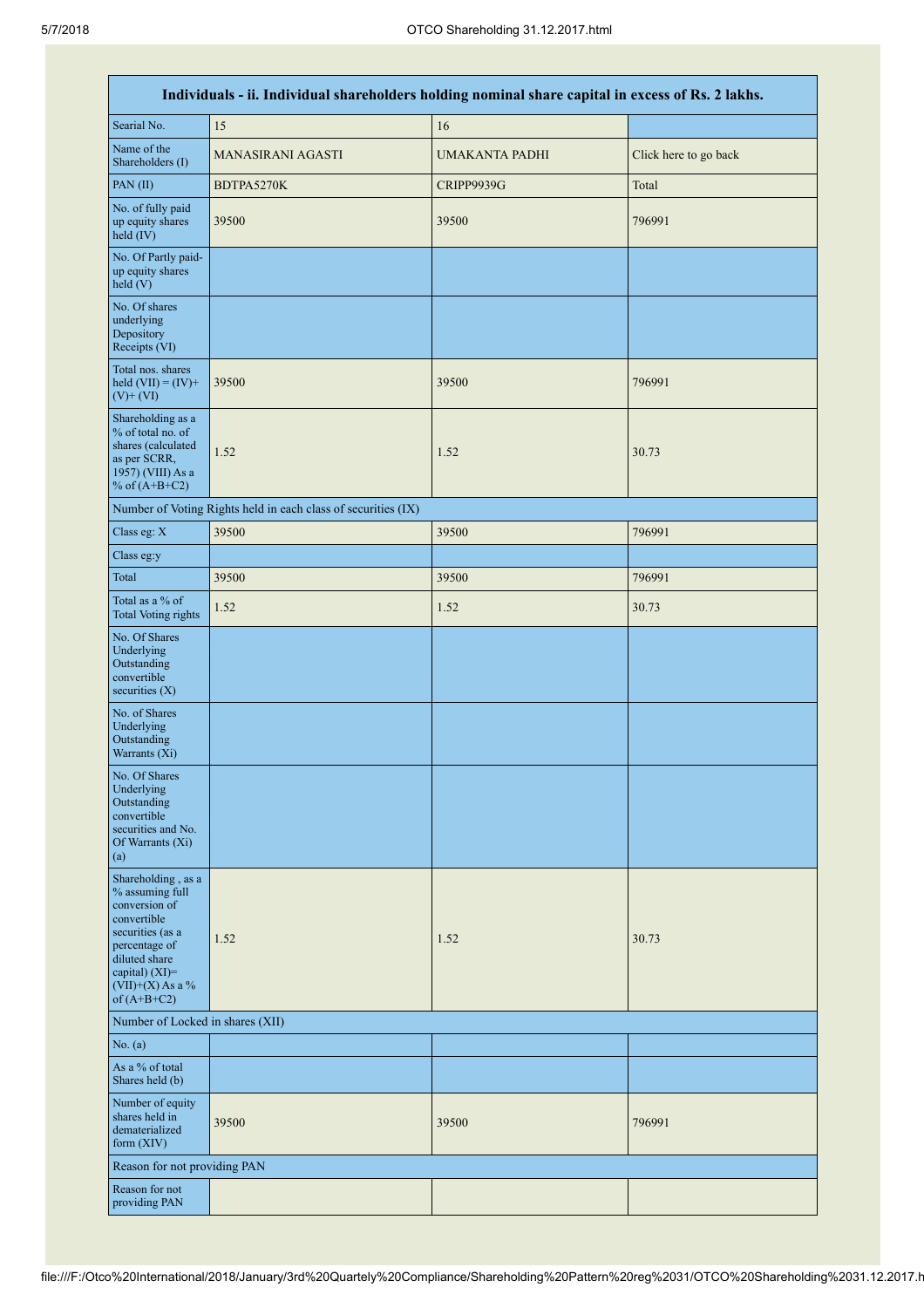| Individuals - ii. Individual shareholders holding nominal share capital in excess of Rs. 2 lakhs. | | | |
|---|---|---|---|
| Searial No. | 15 | 16 | |
| Name of the Shareholders (I) | MANASIRANI AGASTI | UMAKANTA PADHI | Click here to go back |
| PAN (II) | BDTPA5270K | CRIPP9939G | Total |
| No. of fully paid up equity shares held (IV) | 39500 | 39500 | 796991 |
| No. Of Partly paid-up equity shares held (V) | | | |
| No. Of shares underlying Depository Receipts (VI) | | | |
| Total nos. shares held (VII) = (IV)+(V)+ (VI) | 39500 | 39500 | 796991 |
| Shareholding as a % of total no. of shares (calculated as per SCRR, 1957) (VIII) As a % of (A+B+C2) | 1.52 | 1.52 | 30.73 |
| Number of Voting Rights held in each class of securities (IX) | | | |
| Class eg: X | 39500 | 39500 | 796991 |
| Class eg:y | | | |
| Total | 39500 | 39500 | 796991 |
| Total as a % of Total Voting rights | 1.52 | 1.52 | 30.73 |
| No. Of Shares Underlying Outstanding convertible securities (X) | | | |
| No. of Shares Underlying Outstanding Warrants (Xi) | | | |
| No. Of Shares Underlying Outstanding convertible securities and No. Of Warrants (Xi) (a) | | | |
| Shareholding , as a % assuming full conversion of convertible securities (as a percentage of diluted share capital) (XI)= (VII)+(X) As a % of (A+B+C2) | 1.52 | 1.52 | 30.73 |
| Number of Locked in shares (XII) | | | |
| No. (a) | | | |
| As a % of total Shares held (b) | | | |
| Number of equity shares held in dematerialized form (XIV) | 39500 | 39500 | 796991 |
| Reason for not providing PAN | | | |
| Reason for not providing PAN | | | |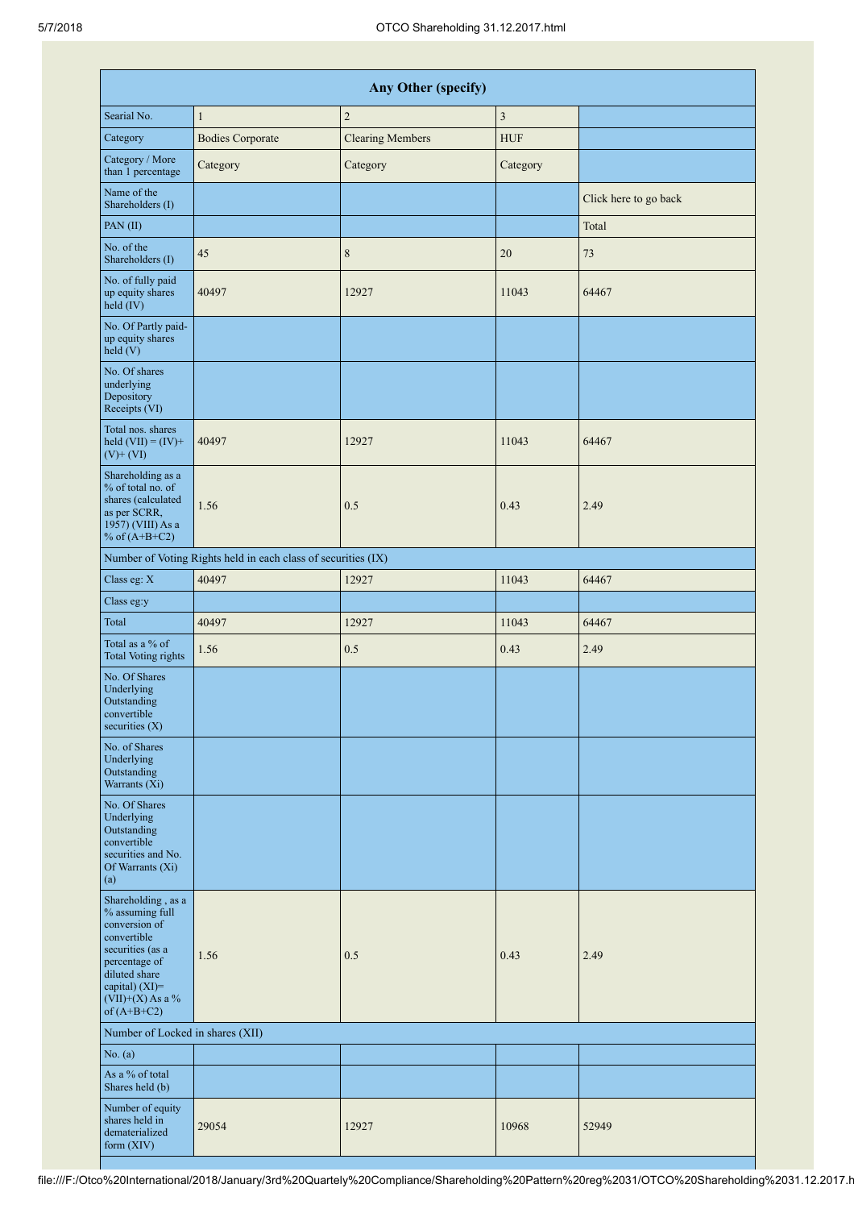| Any Other (specify) | | | | |
|---|---|---|---|---|
| Searial No. | 1 | 2 | 3 | |
| Category | Bodies Corporate | Clearing Members | HUF | |
| Category / More than 1 percentage | Category | Category | Category | |
| Name of the Shareholders (I) | | | | Click here to go back |
| PAN (II) | | | | Total |
| No. of the Shareholders (I) | 45 | 8 | 20 | 73 |
| No. of fully paid up equity shares held (IV) | 40497 | 12927 | 11043 | 64467 |
| No. Of Partly paid-up equity shares held (V) | | | | |
| No. Of shares underlying Depository Receipts (VI) | | | | |
| Total nos. shares held (VII) = (IV)+ (V)+ (VI) | 40497 | 12927 | 11043 | 64467 |
| Shareholding as a % of total no. of shares (calculated as per SCRR, 1957) (VIII) As a % of (A+B+C2) | 1.56 | 0.5 | 0.43 | 2.49 |
| Number of Voting Rights held in each class of securities (IX) | | | | |
| Class eg: X | 40497 | 12927 | 11043 | 64467 |
| Class eg:y | | | | |
| Total | 40497 | 12927 | 11043 | 64467 |
| Total as a % of Total Voting rights | 1.56 | 0.5 | 0.43 | 2.49 |
| No. Of Shares Underlying Outstanding convertible securities (X) | | | | |
| No. of Shares Underlying Outstanding Warrants (Xi) | | | | |
| No. Of Shares Underlying Outstanding convertible securities and No. Of Warrants (Xi) (a) | | | | |
| Shareholding , as a % assuming full conversion of convertible securities (as a percentage of diluted share capital) (XI)= (VII)+(X) As a % of (A+B+C2) | 1.56 | 0.5 | 0.43 | 2.49 |
| Number of Locked in shares (XII) | | | | |
| No. (a) | | | | |
| As a % of total Shares held (b) | | | | |
| Number of equity shares held in dematerialized form (XIV) | 29054 | 12927 | 10968 | 52949 |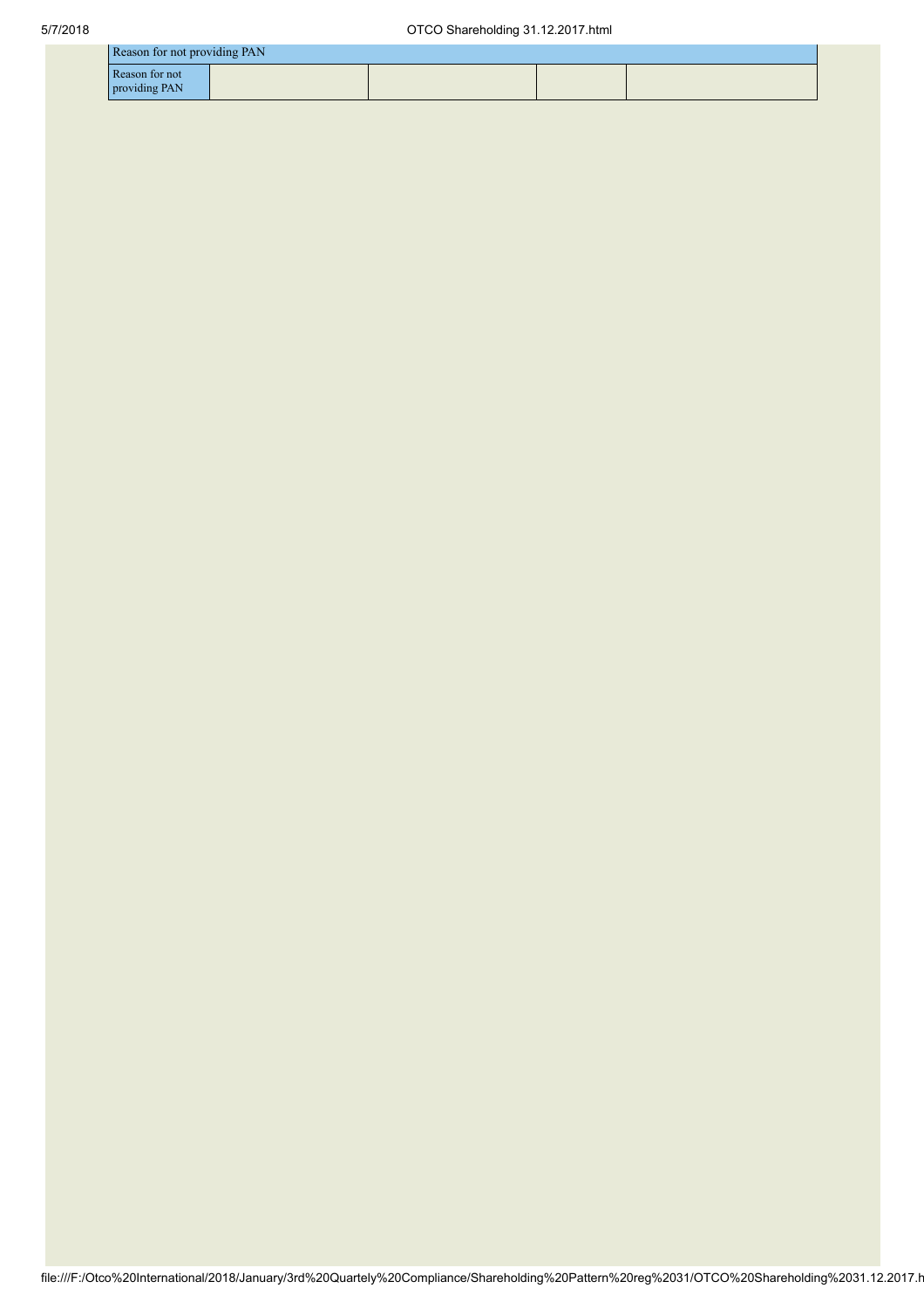| Reason for not providing PAN | | | | |
|---|---|---|---|---|
| Reason for not providing PAN | | | | |